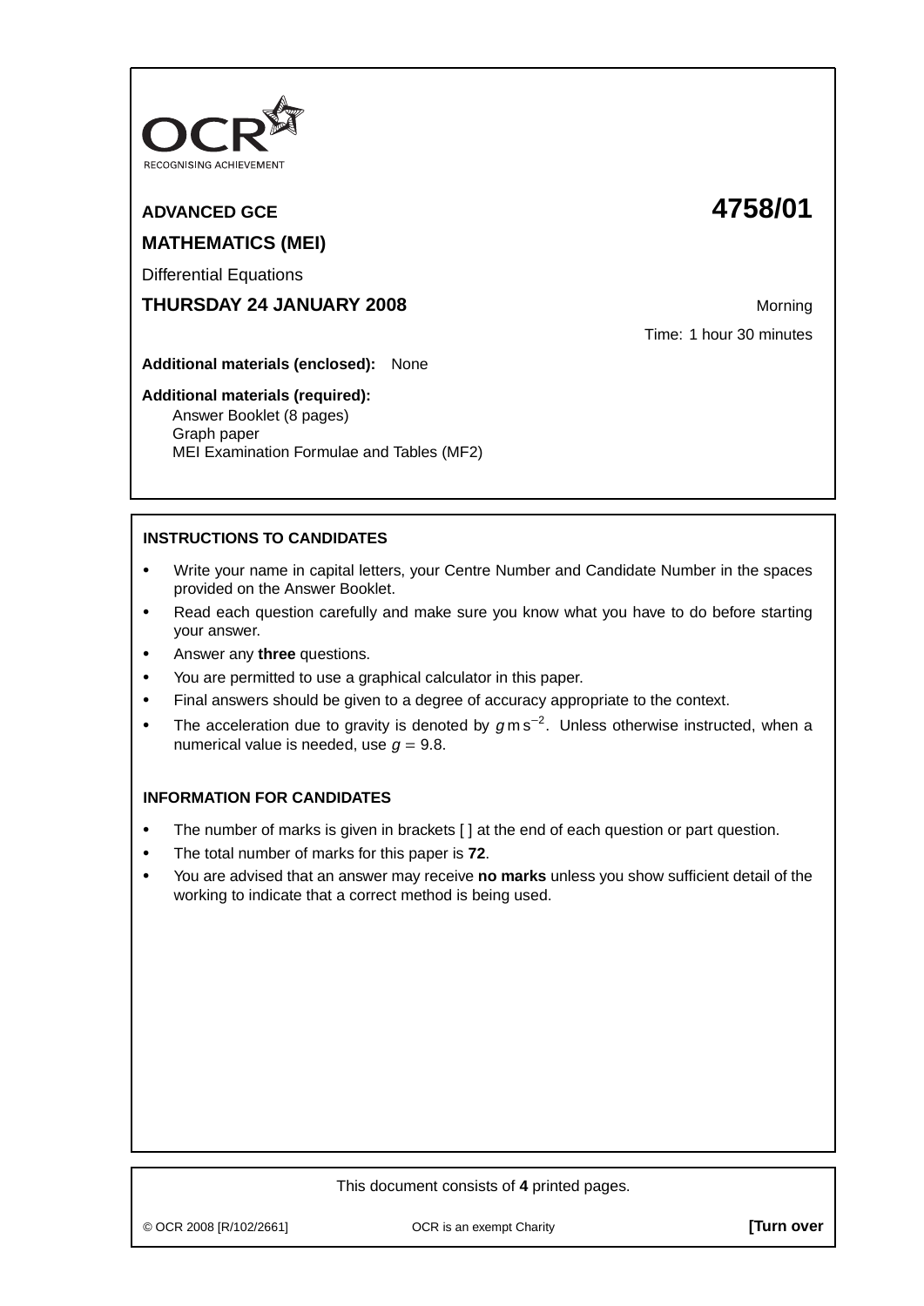OCR
RECOGNISING ACHIEVEMENT

**ADVANCED GCE** **4758/01**

**MATHEMATICS (MEI)**

Differential Equations

**THURSDAY 24 JANUARY 2008** Morning

Time: 1 hour 30 minutes

**Additional materials (enclosed):** None

**Additional materials (required):**
Answer Booklet (8 pages)
Graph paper
MEI Examination Formulae and Tables (MF2)

**INSTRUCTIONS TO CANDIDATES**

- Write your name in capital letters, your Centre Number and Candidate Number in the spaces provided on the Answer Booklet.
- Read each question carefully and make sure you know what you have to do before starting your answer.
- Answer any **three** questions.
- You are permitted to use a graphical calculator in this paper.
- Final answers should be given to a degree of accuracy appropriate to the context.
- The acceleration due to gravity is denoted by $g\,\text{m}\,\text{s}^{-2}$. Unless otherwise instructed, when a numerical value is needed, use $g = 9.8$.

**INFORMATION FOR CANDIDATES**

- The number of marks is given in brackets [ ] at the end of each question or part question.
- The total number of marks for this paper is **72**.
- You are advised that an answer may receive **no marks** unless you show sufficient detail of the working to indicate that a correct method is being used.

This document consists of **4** printed pages.

© OCR 2008 [R/102/2661] OCR is an exempt Charity **[Turn over**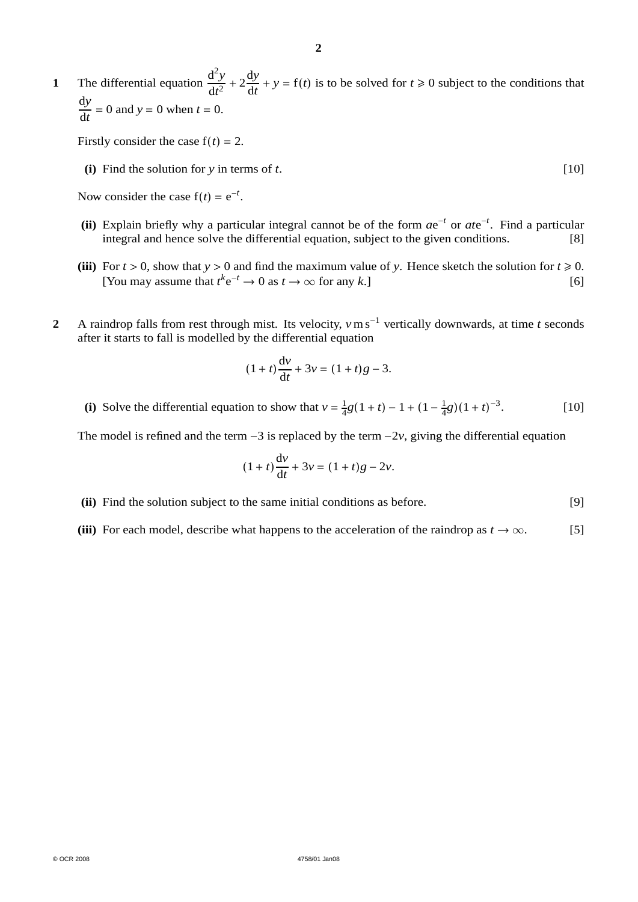**1** The differential equation $\frac{d^2y}{dt^2} + 2\frac{dy}{dt} + y = f(t)$ is to be solved for $t \geqslant 0$ subject to the conditions that $\frac{dy}{dt} = 0$ and $y = 0$ when $t = 0$.

Firstly consider the case $f(t) = 2$.

**(i)** Find the solution for $y$ in terms of $t$. [10]

Now consider the case $f(t) = e^{-t}$.

**(ii)** Explain briefly why a particular integral cannot be of the form $ae^{-t}$ or $ate^{-t}$. Find a particular integral and hence solve the differential equation, subject to the given conditions. [8]

**(iii)** For $t > 0$, show that $y > 0$ and find the maximum value of $y$. Hence sketch the solution for $t \geqslant 0$. [You may assume that $t^k e^{-t} \to 0$ as $t \to \infty$ for any $k$.] [6]

**2** A raindrop falls from rest through mist. Its velocity, $v\,\text{m s}^{-1}$ vertically downwards, at time $t$ seconds after it starts to fall is modelled by the differential equation

$$(1+t)\frac{dv}{dt} + 3v = (1+t)g - 3.$$

**(i)** Solve the differential equation to show that $v = \frac{1}{4}g(1+t) - 1 + (1 - \frac{1}{4}g)(1+t)^{-3}$. [10]

The model is refined and the term $-3$ is replaced by the term $-2v$, giving the differential equation

$$(1+t)\frac{dv}{dt} + 3v = (1+t)g - 2v.$$

**(ii)** Find the solution subject to the same initial conditions as before. [9]

**(iii)** For each model, describe what happens to the acceleration of the raindrop as $t \to \infty$. [5]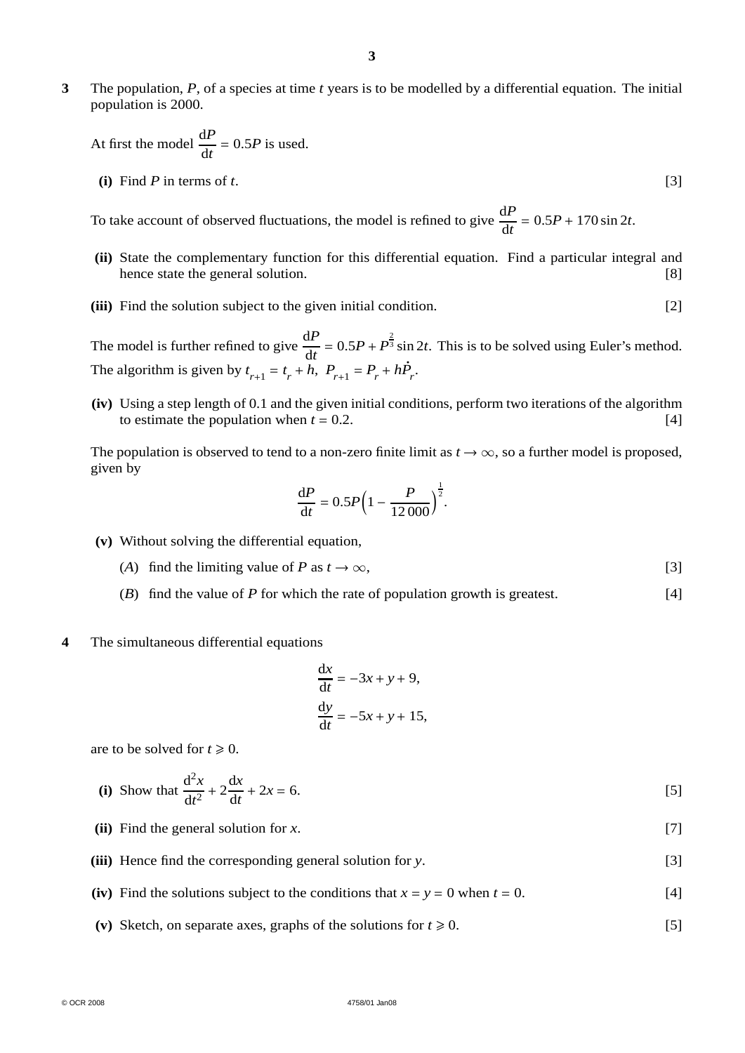**3** The population, $P$, of a species at time $t$ years is to be modelled by a differential equation. The initial population is 2000.

At first the model $\dfrac{dP}{dt} = 0.5P$ is used.

**(i)** Find $P$ in terms of $t$. [3]

To take account of observed fluctuations, the model is refined to give $\dfrac{dP}{dt} = 0.5P + 170 \sin 2t$.

**(ii)** State the complementary function for this differential equation. Find a particular integral and hence state the general solution. [8]

**(iii)** Find the solution subject to the given initial condition. [2]

The model is further refined to give $\dfrac{dP}{dt} = 0.5P + P^{\frac{2}{3}} \sin 2t$. This is to be solved using Euler's method. The algorithm is given by $t_{r+1} = t_r + h,\ P_{r+1} = P_r + h\dot{P}_r$.

**(iv)** Using a step length of 0.1 and the given initial conditions, perform two iterations of the algorithm to estimate the population when $t = 0.2$. [4]

The population is observed to tend to a non-zero finite limit as $t \to \infty$, so a further model is proposed, given by

$$\frac{dP}{dt} = 0.5P\left(1 - \frac{P}{12\,000}\right)^{\frac{1}{2}}.$$

**(v)** Without solving the differential equation,

($A$) find the limiting value of $P$ as $t \to \infty$, [3]

($B$) find the value of $P$ for which the rate of population growth is greatest. [4]

**4** The simultaneous differential equations

$$\frac{dx}{dt} = -3x + y + 9,$$
$$\frac{dy}{dt} = -5x + y + 15,$$

are to be solved for $t \geqslant 0$.

**(i)** Show that $\dfrac{d^2x}{dt^2} + 2\dfrac{dx}{dt} + 2x = 6$. [5]

**(ii)** Find the general solution for $x$. [7]

**(iii)** Hence find the corresponding general solution for $y$. [3]

**(iv)** Find the solutions subject to the conditions that $x = y = 0$ when $t = 0$. [4]

**(v)** Sketch, on separate axes, graphs of the solutions for $t \geqslant 0$. [5]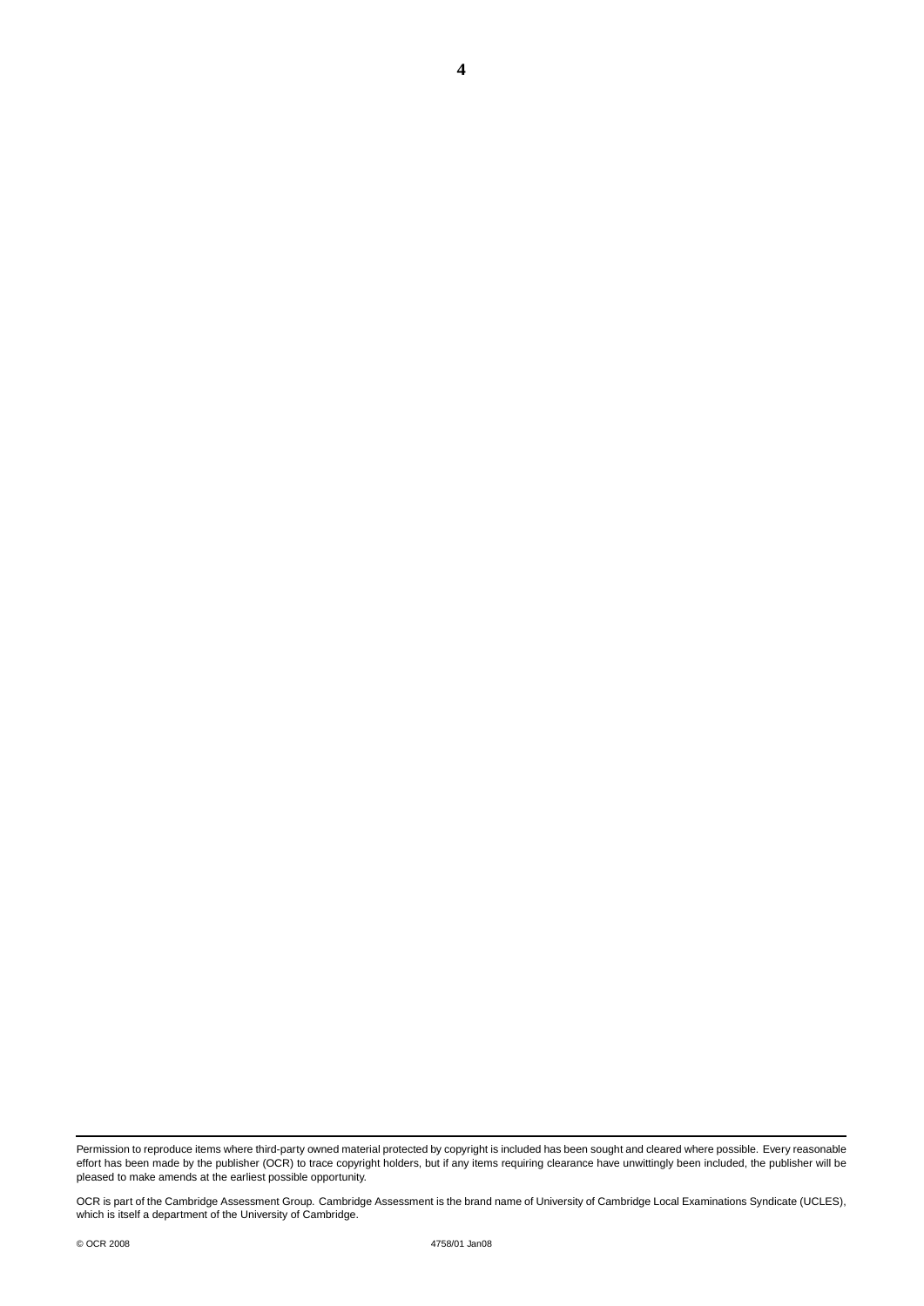Permission to reproduce items where third-party owned material protected by copyright is included has been sought and cleared where possible. Every reasonable effort has been made by the publisher (OCR) to trace copyright holders, but if any items requiring clearance have unwittingly been included, the publisher will be pleased to make amends at the earliest possible opportunity.

OCR is part of the Cambridge Assessment Group. Cambridge Assessment is the brand name of University of Cambridge Local Examinations Syndicate (UCLES), which is itself a department of the University of Cambridge.

© OCR 2008 4758/01 Jan08